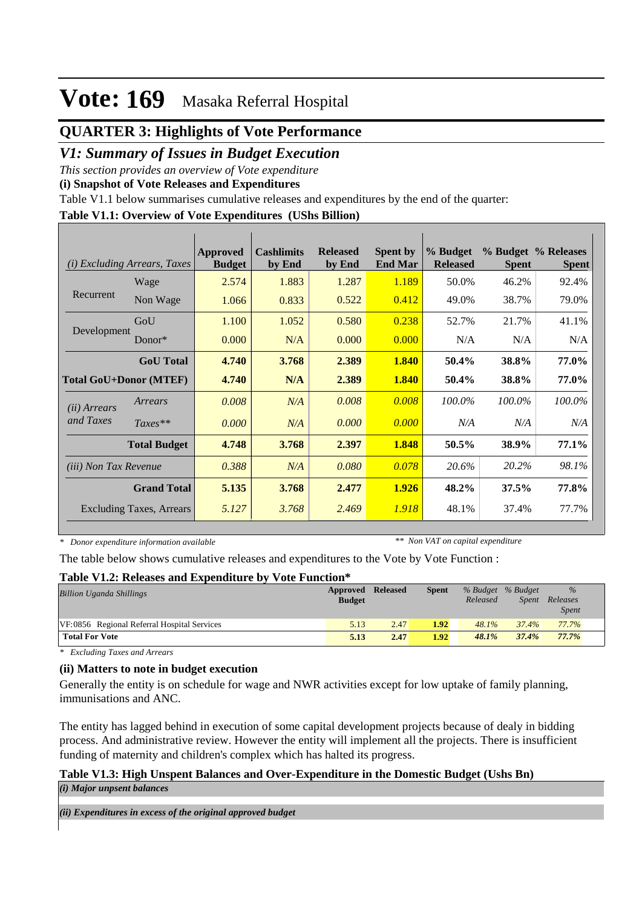# Vote: 169 Masaka Referral Hospital

## QUARTER 3: Highlights of Vote Performance

### *V1: Summary of Issues in Budget Execution*

*This section provides an overview of Vote expenditure*

**(i) Snapshot of Vote Releases and Expenditures**

Table V1.1 below summarises cumulative releases and expenditures by the end of the quarter:

**Table V1.1: Overview of Vote Expenditures (UShs Billion)**

| *(i) Excluding Arrears, Taxes* | | Approved Budget | Cashlimits by End | Released by End | Spent by End Mar | % Budget Released | % Budget Spent | % Releases Spent |
|---|---|---|---|---|---|---|---|---|
| Recurrent | Wage | 2.574 | 1.883 | 1.287 | 1.189 | 50.0% | 46.2% | 92.4% |
| | Non Wage | 1.066 | 0.833 | 0.522 | 0.412 | 49.0% | 38.7% | 79.0% |
| Development | GoU | 1.100 | 1.052 | 0.580 | 0.238 | 52.7% | 21.7% | 41.1% |
| | Donor* | 0.000 | N/A | 0.000 | 0.000 | N/A | N/A | N/A |
| | **GoU Total** | **4.740** | **3.768** | **2.389** | **1.840** | **50.4%** | **38.8%** | **77.0%** |
| **Total GoU+Donor (MTEF)** | | **4.740** | **N/A** | **2.389** | **1.840** | **50.4%** | **38.8%** | **77.0%** |
| *(ii) Arrears and Taxes* | *Arrears* | *0.008* | *N/A* | *0.008* | *0.008* | *100.0%* | *100.0%* | *100.0%* |
| | *Taxes*** | *0.000* | *N/A* | *0.000* | *0.000* | *N/A* | *N/A* | *N/A* |
| | **Total Budget** | **4.748** | **3.768** | **2.397** | **1.848** | **50.5%** | **38.9%** | **77.1%** |
| *(iii) Non Tax Revenue* | | *0.388* | *N/A* | *0.080* | *0.078* | *20.6%* | *20.2%* | *98.1%* |
| | **Grand Total** | **5.135** | **3.768** | **2.477** | **1.926** | **48.2%** | **37.5%** | **77.8%** |
| Excluding Taxes, Arrears | | *5.127* | *3.768* | *2.469* | *1.918* | 48.1% | 37.4% | 77.7% |

*\* Donor expenditure information available* *\*\* Non VAT on capital expenditure*

The table below shows cumulative releases and expenditures to the Vote by Vote Function :

**Table V1.2: Releases and Expenditure by Vote Function***

| *Billion Uganda Shillings* | Approved Budget | Released | Spent | *% Budget Released* | *% Budget Spent* | *% Releases Spent* |
|---|---|---|---|---|---|---|
| VF:0856 Regional Referral Hospital Services | 5.13 | 2.47 | 1.92 | 48.1% | 37.4% | 77.7% |
| **Total For Vote** | **5.13** | **2.47** | **1.92** | **48.1%** | **37.4%** | **77.7%** |

*\* Excluding Taxes and Arrears*

**(ii) Matters to note in budget execution**

Generally the entity is on schedule for wage and NWR activities except for low uptake of family planning, immunisations and ANC.

The entity has lagged behind in execution of some capital development projects because of dealy in bidding process. And administrative review. However the entity will implement all the projects. There is insufficient funding of maternity and children's complex which has halted its progress.

**Table V1.3: High Unspent Balances and Over-Expenditure in the Domestic Budget (Ushs Bn)**

***(i) Major unpsent balances***

***(ii) Expenditures in excess of the original approved budget***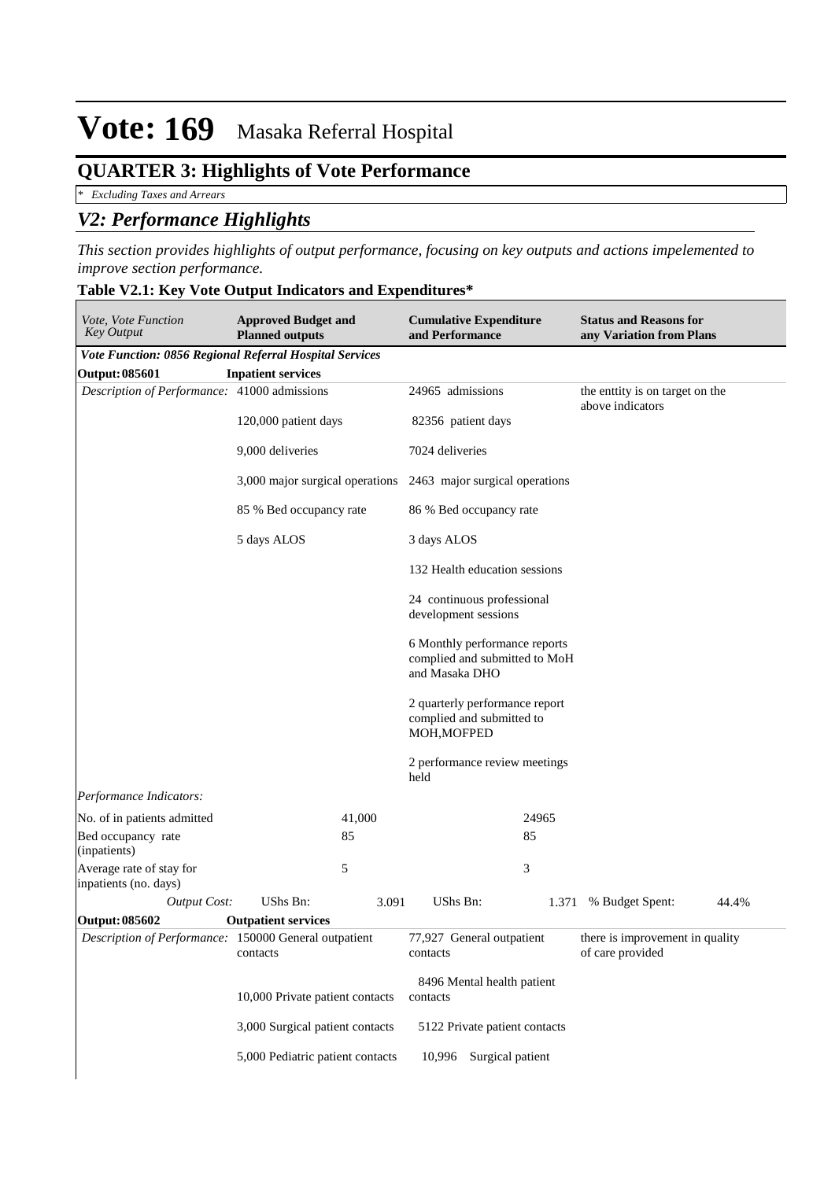# Vote: 169 Masaka Referral Hospital

## QUARTER 3: Highlights of Vote Performance

*\* Excluding Taxes and Arrears*

## *V2: Performance Highlights*

*This section provides highlights of output performance, focusing on key outputs and actions impelemented to improve section performance.*

**Table V2.1: Key Vote Output Indicators and Expenditures***

| *Vote, Vote Function Key Output* | **Approved Budget and Planned outputs** | | **Cumulative Expenditure and Performance** | | **Status and Reasons for any Variation from Plans** | |
|---|---|---|---|---|---|---|
| ***Vote Function: 0856 Regional Referral Hospital Services*** | | | | | | |
| **Output: 085601** | **Inpatient services** | | | | | |
| *Description of Performance:* | 41000 admissions<br><br>120,000 patient days<br><br>9,000 deliveries<br><br>3,000 major surgical operations<br><br>85 % Bed occupancy rate<br><br>5 days ALOS | | 24965 admissions<br><br>82356 patient days<br><br>7024 deliveries<br><br>2463 major surgical operations<br><br>86 % Bed occupancy rate<br><br>3 days ALOS<br><br>132 Health education sessions<br><br>24 continuous professional development sessions<br><br>6 Monthly performance reports complied and submitted to MoH and Masaka DHO<br><br>2 quarterly performance report complied and submitted to MOH,MOFPED<br><br>2 performance review meetings held | | the enttity is on target on the above indicators | |
| *Performance Indicators:* | | | | | | |
| No. of in patients admitted | | 41,000 | | 24965 | | |
| Bed occupancy rate (inpatients) | | 85 | | 85 | | |
| Average rate of stay for inpatients (no. days) | | 5 | | 3 | | |
| *Output Cost:* | UShs Bn: | 3.091 | UShs Bn: | 1.371 | % Budget Spent: | 44.4% |
| **Output: 085602** | **Outpatient services** | | | | | |
| *Description of Performance:* | 150000 General outpatient contacts<br><br>10,000 Private patient contacts<br><br>3,000 Surgical patient contacts<br><br>5,000 Pediatric patient contacts | | 77,927 General outpatient contacts<br><br>8496 Mental health patient contacts<br><br>5122 Private patient contacts<br><br>10,996 Surgical patient | | there is improvement in quality of care provided | |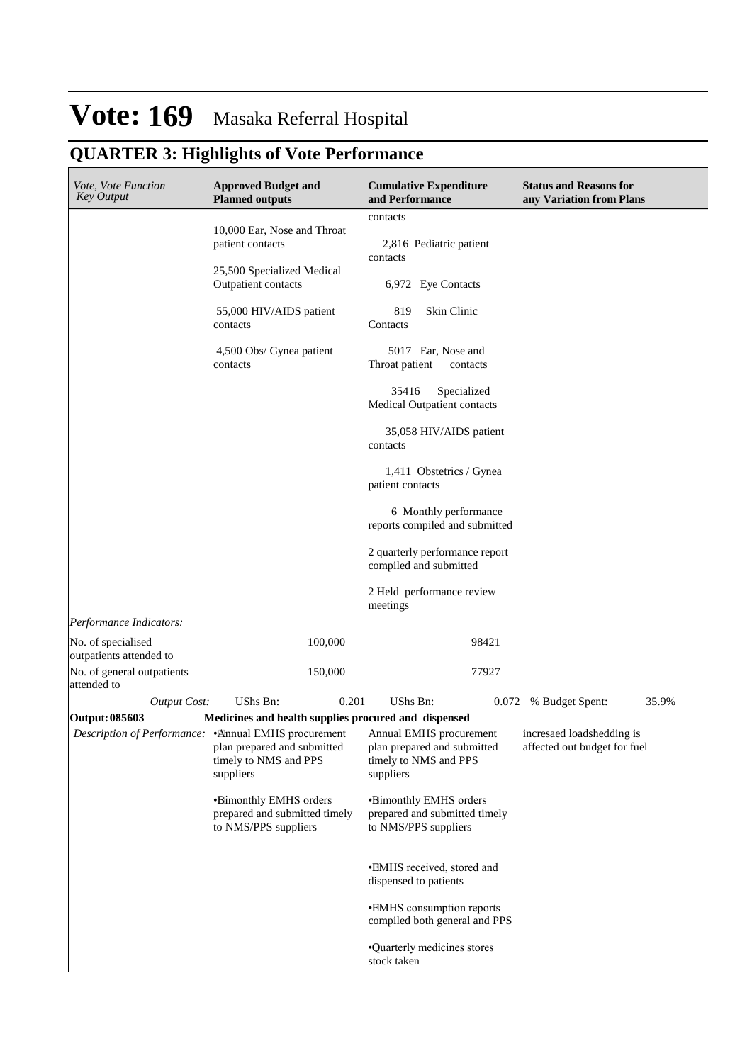# Vote: 169 Masaka Referral Hospital

## QUARTER 3: Highlights of Vote Performance

| *Vote, Vote Function Key Output* | **Approved Budget and Planned outputs** | **Cumulative Expenditure and Performance** | **Status and Reasons for any Variation from Plans** |
|---|---|---|---|
| | 10,000 Ear, Nose and Throat patient contacts<br><br>25,500 Specialized Medical Outpatient contacts<br><br>55,000 HIV/AIDS patient contacts<br><br>4,500 Obs/ Gynea patient contacts | contacts<br><br>2,816 Pediatric patient contacts<br><br>6,972 Eye Contacts<br><br>819 Skin Clinic Contacts<br><br>5017 Ear, Nose and Throat patient contacts<br><br>35416 Specialized Medical Outpatient contacts<br><br>35,058 HIV/AIDS patient contacts<br><br>1,411 Obstetrics / Gynea patient contacts<br><br>6 Monthly performance reports compiled and submitted<br><br>2 quarterly performance report compiled and submitted<br><br>2 Held performance review meetings | |
| *Performance Indicators:* | | | |
| No. of specialised outpatients attended to | 100,000 | 98421 | |
| No. of general outpatients attended to | 150,000 | 77927 | |
| *Output Cost:* | UShs Bn: 0.201 | UShs Bn: 0.072 | % Budget Spent: 35.9% |
| **Output: 085603** | **Medicines and health supplies procured and dispensed** | | |
| *Description of Performance:* | •Annual EMHS procurement plan prepared and submitted timely to NMS and PPS suppliers<br><br>•Bimonthly EMHS orders prepared and submitted timely to NMS/PPS suppliers | Annual EMHS procurement plan prepared and submitted timely to NMS and PPS suppliers<br><br>•Bimonthly EMHS orders prepared and submitted timely to NMS/PPS suppliers<br><br>•EMHS received, stored and dispensed to patients<br><br>•EMHS consumption reports compiled both general and PPS<br><br>•Quarterly medicines stores stock taken | incresaed loadshedding is affected out budget for fuel |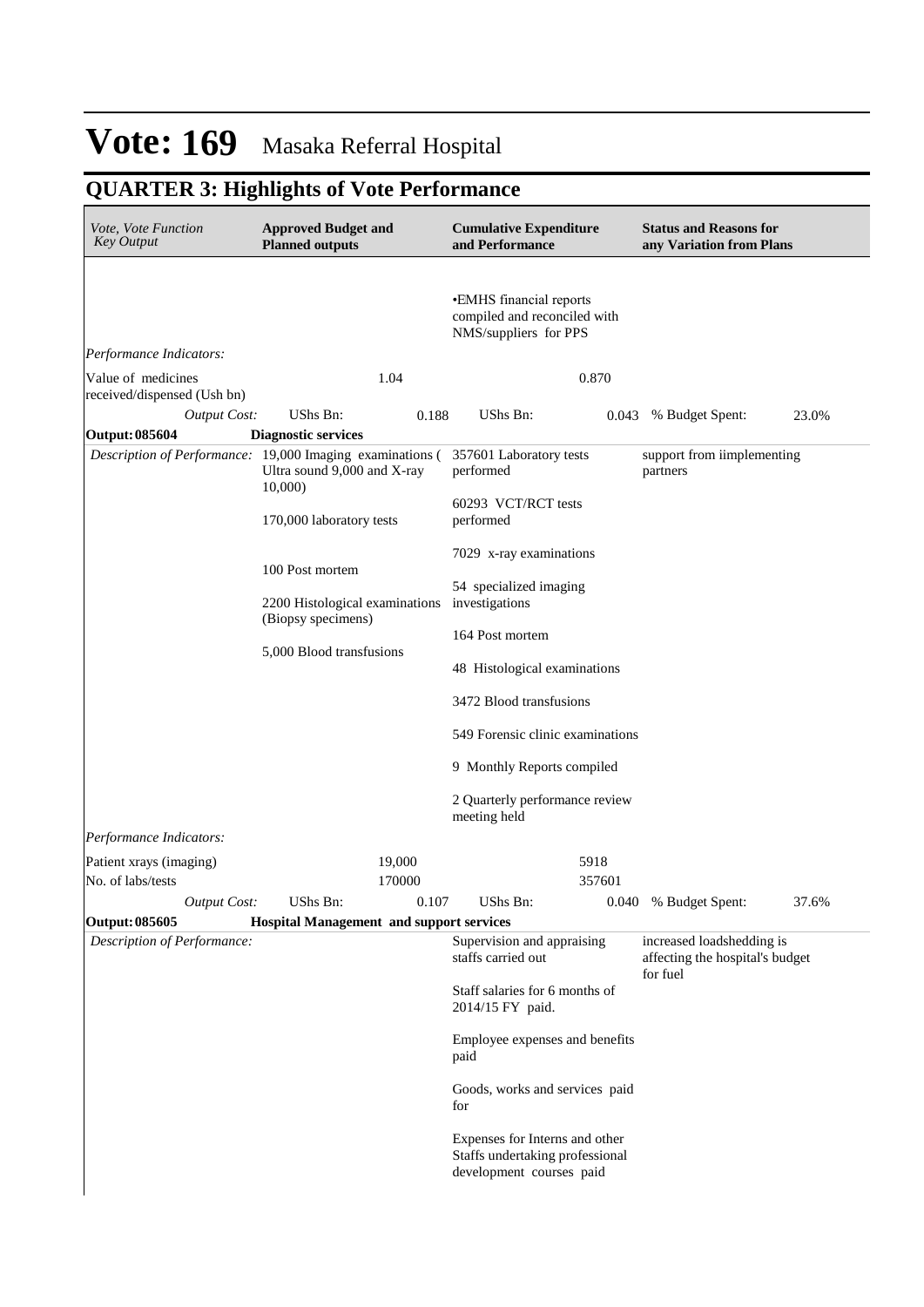# Vote: 169 Masaka Referral Hospital

## QUARTER 3: Highlights of Vote Performance

| *Vote, Vote Function Key Output* | **Approved Budget and Planned outputs** | | **Cumulative Expenditure and Performance** | | **Status and Reasons for any Variation from Plans** | |
|---|---|---|---|---|---|---|
| | | | •EMHS financial reports compiled and reconciled with NMS/suppliers for PPS | | | |
| *Performance Indicators:* | | | | | | |
| Value of medicines received/dispensed (Ush bn) | | 1.04 | | 0.870 | | |
| *Output Cost:* | UShs Bn: | 0.188 | UShs Bn: | 0.043 | % Budget Spent: | 23.0% |
| **Output: 085604** | **Diagnostic services** | | | | | |
| *Description of Performance:* | 19,000 Imaging examinations ( Ultra sound 9,000 and X-ray 10,000)<br><br>170,000 laboratory tests<br><br>100 Post mortem<br><br>2200 Histological examinations (Biopsy specimens)<br><br>5,000 Blood transfusions | | 357601 Laboratory tests performed<br><br>60293 VCT/RCT tests performed<br><br>7029 x-ray examinations<br><br>54 specialized imaging investigations<br><br>164 Post mortem<br><br>48 Histological examinations<br><br>3472 Blood transfusions<br><br>549 Forensic clinic examinations<br><br>9 Monthly Reports compiled<br><br>2 Quarterly performance review meeting held | | support from iimplementing partners | |
| *Performance Indicators:* | | | | | | |
| Patient xrays (imaging) | | 19,000 | | 5918 | | |
| No. of labs/tests | | 170000 | | 357601 | | |
| *Output Cost:* | UShs Bn: | 0.107 | UShs Bn: | 0.040 | % Budget Spent: | 37.6% |
| **Output: 085605** | **Hospital Management and support services** | | | | | |
| *Description of Performance:* | | | Supervision and appraising staffs carried out<br><br>Staff salaries for 6 months of 2014/15 FY paid.<br><br>Employee expenses and benefits paid<br><br>Goods, works and services paid for<br><br>Expenses for Interns and other Staffs undertaking professional development courses paid | | increased loadshedding is affecting the hospital's budget for fuel | |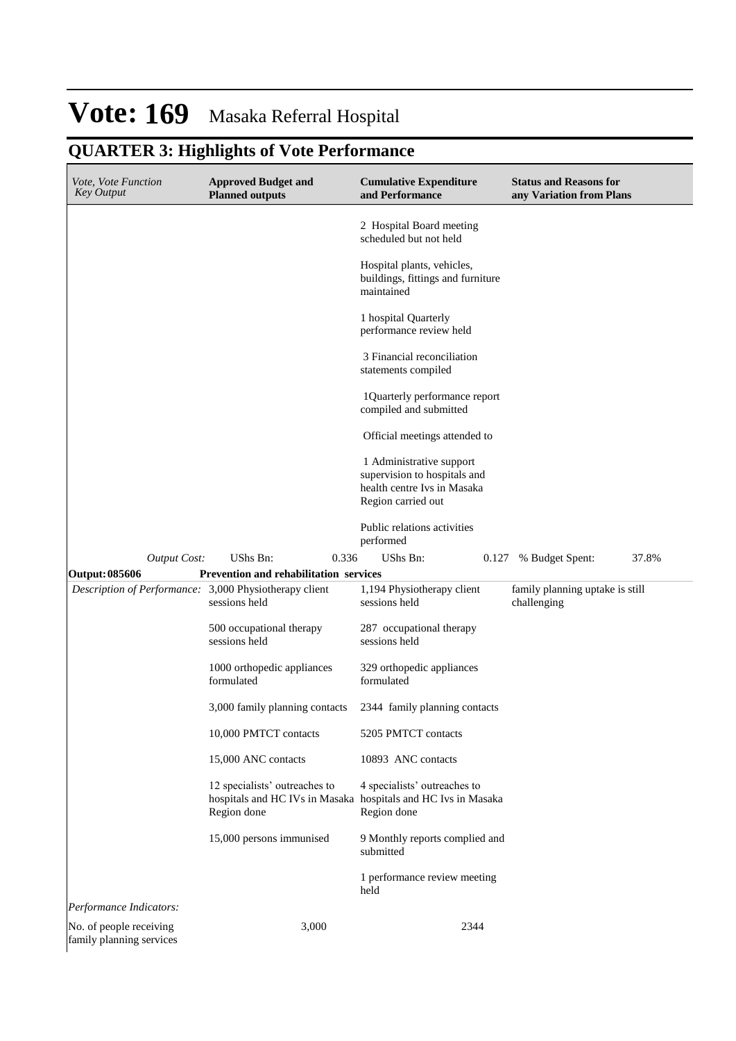# Vote: 169 Masaka Referral Hospital

## QUARTER 3: Highlights of Vote Performance

| *Vote, Vote Function Key Output* | **Approved Budget and Planned outputs** | **Cumulative Expenditure and Performance** | **Status and Reasons for any Variation from Plans** |
|---|---|---|---|
| | | 2 Hospital Board meeting scheduled but not held<br><br>Hospital plants, vehicles, buildings, fittings and furniture maintained<br><br>1 hospital Quarterly performance review held<br><br>3 Financial reconciliation statements compiled<br><br>1Quarterly performance report compiled and submitted<br><br>Official meetings attended to<br><br>1 Administrative support supervision to hospitals and health centre Ivs in Masaka Region carried out<br><br>Public relations activities performed | |
| *Output Cost:* | UShs Bn: 0.336 | UShs Bn: 0.127 | % Budget Spent: 37.8% |
| **Output: 085606** | **Prevention and rehabilitation services** | | |
| *Description of Performance:* | 3,000 Physiotherapy client sessions held<br><br>500 occupational therapy sessions held<br><br>1000 orthopedic appliances formulated<br><br>3,000 family planning contacts<br><br>10,000 PMTCT contacts<br><br>15,000 ANC contacts<br><br>12 specialists' outreaches to hospitals and HC IVs in Masaka Region done<br><br>15,000 persons immunised | 1,194 Physiotherapy client sessions held<br><br>287 occupational therapy sessions held<br><br>329 orthopedic appliances formulated<br><br>2344 family planning contacts<br><br>5205 PMTCT contacts<br><br>10893 ANC contacts<br><br>4 specialists' outreaches to hospitals and HC Ivs in Masaka Region done<br><br>9 Monthly reports complied and submitted<br><br>1 performance review meeting held | family planning uptake is still challenging |
| *Performance Indicators:* | | | |
| No. of people receiving family planning services | 3,000 | 2344 | |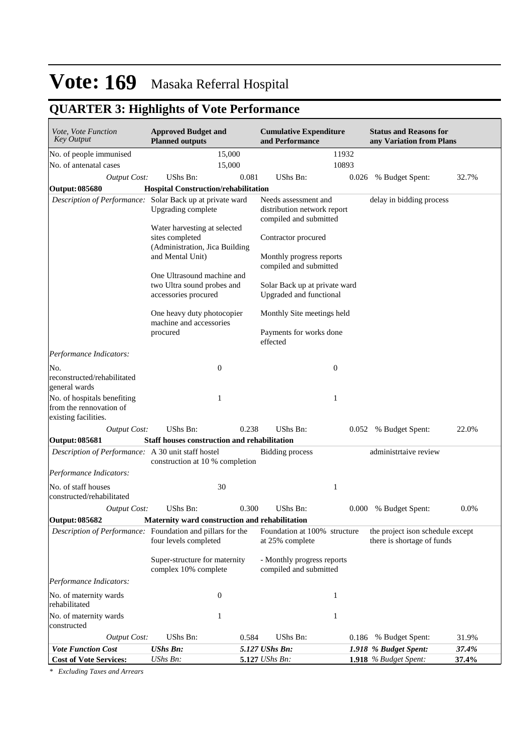# Vote: 169 Masaka Referral Hospital

## QUARTER 3: Highlights of Vote Performance

| *Vote, Vote Function Key Output* | **Approved Budget and Planned outputs** | | **Cumulative Expenditure and Performance** | | **Status and Reasons for any Variation from Plans** | |
|---|---|---|---|---|---|---|
| No. of people immunised | | 15,000 | | 11932 | | |
| No. of antenatal cases | | 15,000 | | 10893 | | |
| *Output Cost:* | UShs Bn: | 0.081 | UShs Bn: | 0.026 | % Budget Spent: | 32.7% |
| **Output: 085680** | **Hospital Construction/rehabilitation** | | | | | |
| *Description of Performance:* | Solar Back up at private ward Upgrading complete<br><br>Water harvesting at selected sites completed (Administration, Jica Building and Mental Unit)<br><br>One Ultrasound machine and two Ultra sound probes and accessories procured<br><br>One heavy duty photocopier machine and accessories procured | | Needs assessment and distribution network report compiled and submitted<br><br>Contractor procured<br><br>Monthly progress reports compiled and submitted<br><br>Solar Back up at private ward Upgraded and functional<br><br>Monthly Site meetings held<br><br>Payments for works done effected | | delay in bidding process | |
| *Performance Indicators:* | | | | | | |
| No. reconstructed/rehabilitated general wards | | 0 | | 0 | | |
| No. of hospitals benefiting from the rennovation of existing facilities. | | 1 | | 1 | | |
| *Output Cost:* | UShs Bn: | 0.238 | UShs Bn: | 0.052 | % Budget Spent: | 22.0% |
| **Output: 085681** | **Staff houses construction and rehabilitation** | | | | | |
| *Description of Performance:* | A 30 unit staff hostel construction at 10 % completion | | Bidding process | | administrtaive review | |
| *Performance Indicators:* | | | | | | |
| No. of staff houses constructed/rehabilitated | | 30 | | 1 | | |
| *Output Cost:* | UShs Bn: | 0.300 | UShs Bn: | 0.000 | % Budget Spent: | 0.0% |
| **Output: 085682** | **Maternity ward construction and rehabilitation** | | | | | |
| *Description of Performance:* | Foundation and pillars for the four levels completed<br><br>Super-structure for maternity complex 10% complete | | Foundation at 100% structure at 25% complete<br><br>- Monthly progress reports compiled and submitted | | the project ison schedule except there is shortage of funds | |
| *Performance Indicators:* | | | | | | |
| No. of maternity wards rehabilitated | | 0 | | 1 | | |
| No. of maternity wards constructed | | 1 | | 1 | | |
| *Output Cost:* | UShs Bn: | 0.584 | UShs Bn: | 0.186 | % Budget Spent: | 31.9% |
| ***Vote Function Cost*** | ***UShs Bn:*** | ***5.127*** | ***UShs Bn:*** | ***1.918*** | ***% Budget Spent:*** | ***37.4%*** |
| **Cost of Vote Services:** | *UShs Bn:* | **5.127** | *UShs Bn:* | **1.918** | *% Budget Spent:* | **37.4%** |

*\* Excluding Taxes and Arrears*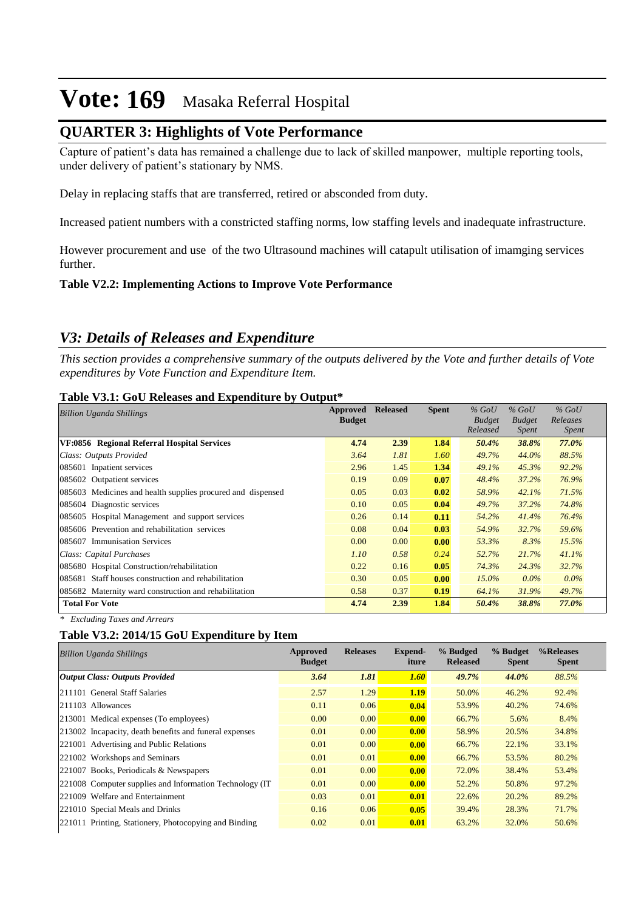# Vote: 169 Masaka Referral Hospital

## QUARTER 3: Highlights of Vote Performance

Capture of patient's data has remained a challenge due to lack of skilled manpower, multiple reporting tools, under delivery of patient's stationary by NMS.

Delay in replacing staffs that are transferred, retired or absconded from duty.

Increased patient numbers with a constricted staffing norms, low staffing levels and inadequate infrastructure.

However procurement and use of the two Ultrasound machines will catapult utilisation of imamging services further.

**Table V2.2: Implementing Actions to Improve Vote Performance**

## *V3: Details of Releases and Expenditure*

*This section provides a comprehensive summary of the outputs delivered by the Vote and further details of Vote expenditures by Vote Function and Expenditure Item.*

**Table V3.1: GoU Releases and Expenditure by Output\***

| *Billion Uganda Shillings* | Approved Budget | Released | Spent | *% GoU Budget Released* | *% GoU Budget Spent* | *% GoU Releases Spent* |
|---|---|---|---|---|---|---|
| **VF:0856 Regional Referral Hospital Services** | **4.74** | **2.39** | **1.84** | ***50.4%*** | ***38.8%*** | ***77.0%*** |
| *Class: Outputs Provided* | *3.64* | *1.81* | *1.60* | *49.7%* | *44.0%* | *88.5%* |
| 085601 Inpatient services | 2.96 | 1.45 | 1.34 | *49.1%* | *45.3%* | *92.2%* |
| 085602 Outpatient services | 0.19 | 0.09 | 0.07 | *48.4%* | *37.2%* | *76.9%* |
| 085603 Medicines and health supplies procured and dispensed | 0.05 | 0.03 | 0.02 | *58.9%* | *42.1%* | *71.5%* |
| 085604 Diagnostic services | 0.10 | 0.05 | 0.04 | *49.7%* | *37.2%* | *74.8%* |
| 085605 Hospital Management and support services | 0.26 | 0.14 | 0.11 | *54.2%* | *41.4%* | *76.4%* |
| 085606 Prevention and rehabilitation services | 0.08 | 0.04 | 0.03 | *54.9%* | *32.7%* | *59.6%* |
| 085607 Immunisation Services | 0.00 | 0.00 | 0.00 | *53.3%* | *8.3%* | *15.5%* |
| *Class: Capital Purchases* | *1.10* | *0.58* | *0.24* | *52.7%* | *21.7%* | *41.1%* |
| 085680 Hospital Construction/rehabilitation | 0.22 | 0.16 | 0.05 | *74.3%* | *24.3%* | *32.7%* |
| 085681 Staff houses construction and rehabilitation | 0.30 | 0.05 | 0.00 | *15.0%* | *0.0%* | *0.0%* |
| 085682 Maternity ward construction and rehabilitation | 0.58 | 0.37 | 0.19 | *64.1%* | *31.9%* | *49.7%* |
| **Total For Vote** | **4.74** | **2.39** | **1.84** | ***50.4%*** | ***38.8%*** | ***77.0%*** |

*\* Excluding Taxes and Arrears*

**Table V3.2: 2014/15 GoU Expenditure by Item**

| *Billion Uganda Shillings* | Approved Budget | Releases | Expend-iture | % Budged Released | % Budget Spent | %Releases Spent |
|---|---|---|---|---|---|---|
| ***Output Class: Outputs Provided*** | ***3.64*** | ***1.81*** | ***1.60*** | ***49.7%*** | ***44.0%*** | *88.5%* |
| 211101 General Staff Salaries | 2.57 | 1.29 | 1.19 | 50.0% | 46.2% | 92.4% |
| 211103 Allowances | 0.11 | 0.06 | 0.04 | 53.9% | 40.2% | 74.6% |
| 213001 Medical expenses (To employees) | 0.00 | 0.00 | 0.00 | 66.7% | 5.6% | 8.4% |
| 213002 Incapacity, death benefits and funeral expenses | 0.01 | 0.00 | 0.00 | 58.9% | 20.5% | 34.8% |
| 221001 Advertising and Public Relations | 0.01 | 0.00 | 0.00 | 66.7% | 22.1% | 33.1% |
| 221002 Workshops and Seminars | 0.01 | 0.01 | 0.00 | 66.7% | 53.5% | 80.2% |
| 221007 Books, Periodicals & Newspapers | 0.01 | 0.00 | 0.00 | 72.0% | 38.4% | 53.4% |
| 221008 Computer supplies and Information Technology (IT | 0.01 | 0.00 | 0.00 | 52.2% | 50.8% | 97.2% |
| 221009 Welfare and Entertainment | 0.03 | 0.01 | 0.01 | 22.6% | 20.2% | 89.2% |
| 221010 Special Meals and Drinks | 0.16 | 0.06 | 0.05 | 39.4% | 28.3% | 71.7% |
| 221011 Printing, Stationery, Photocopying and Binding | 0.02 | 0.01 | 0.01 | 63.2% | 32.0% | 50.6% |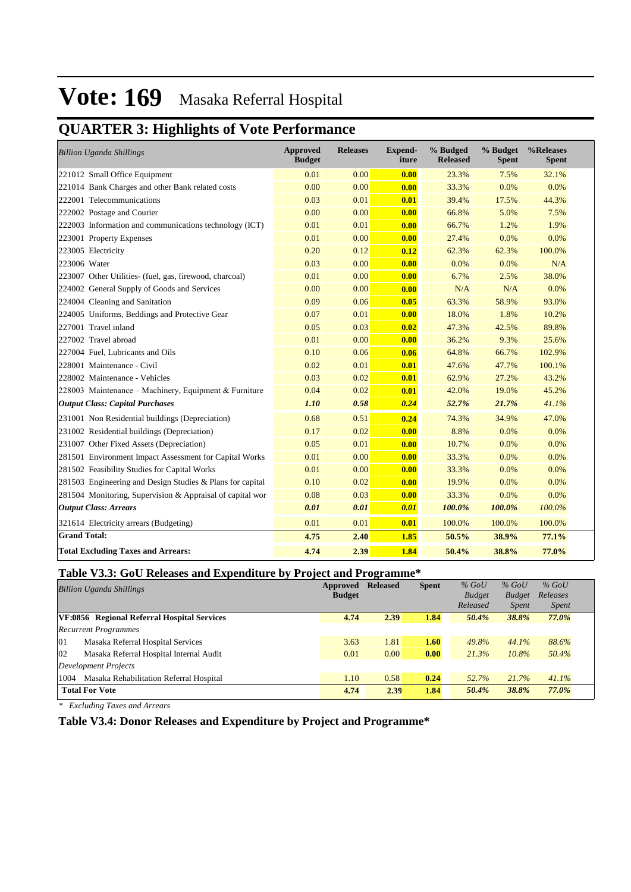# Vote: 169 Masaka Referral Hospital

## QUARTER 3: Highlights of Vote Performance

| *Billion Uganda Shillings* | Approved Budget | Releases | Expend-iture | % Budged Released | % Budget Spent | %Releases Spent |
|---|---|---|---|---|---|---|
| 221012 Small Office Equipment | 0.01 | 0.00 | **0.00** | 23.3% | 7.5% | 32.1% |
| 221014 Bank Charges and other Bank related costs | 0.00 | 0.00 | **0.00** | 33.3% | 0.0% | 0.0% |
| 222001 Telecommunications | 0.03 | 0.01 | **0.01** | 39.4% | 17.5% | 44.3% |
| 222002 Postage and Courier | 0.00 | 0.00 | **0.00** | 66.8% | 5.0% | 7.5% |
| 222003 Information and communications technology (ICT) | 0.01 | 0.01 | **0.00** | 66.7% | 1.2% | 1.9% |
| 223001 Property Expenses | 0.01 | 0.00 | **0.00** | 27.4% | 0.0% | 0.0% |
| 223005 Electricity | 0.20 | 0.12 | **0.12** | 62.3% | 62.3% | 100.0% |
| 223006 Water | 0.03 | 0.00 | **0.00** | 0.0% | 0.0% | N/A |
| 223007 Other Utilities- (fuel, gas, firewood, charcoal) | 0.01 | 0.00 | **0.00** | 6.7% | 2.5% | 38.0% |
| 224002 General Supply of Goods and Services | 0.00 | 0.00 | **0.00** | N/A | N/A | 0.0% |
| 224004 Cleaning and Sanitation | 0.09 | 0.06 | **0.05** | 63.3% | 58.9% | 93.0% |
| 224005 Uniforms, Beddings and Protective Gear | 0.07 | 0.01 | **0.00** | 18.0% | 1.8% | 10.2% |
| 227001 Travel inland | 0.05 | 0.03 | **0.02** | 47.3% | 42.5% | 89.8% |
| 227002 Travel abroad | 0.01 | 0.00 | **0.00** | 36.2% | 9.3% | 25.6% |
| 227004 Fuel, Lubricants and Oils | 0.10 | 0.06 | **0.06** | 64.8% | 66.7% | 102.9% |
| 228001 Maintenance - Civil | 0.02 | 0.01 | **0.01** | 47.6% | 47.7% | 100.1% |
| 228002 Maintenance - Vehicles | 0.03 | 0.02 | **0.01** | 62.9% | 27.2% | 43.2% |
| 228003 Maintenance – Machinery, Equipment & Furniture | 0.04 | 0.02 | **0.01** | 42.0% | 19.0% | 45.2% |
| ***Output Class: Capital Purchases*** | ***1.10*** | ***0.58*** | ***0.24*** | ***52.7%*** | ***21.7%*** | *41.1%* |
| 231001 Non Residential buildings (Depreciation) | 0.68 | 0.51 | **0.24** | 74.3% | 34.9% | 47.0% |
| 231002 Residential buildings (Depreciation) | 0.17 | 0.02 | **0.00** | 8.8% | 0.0% | 0.0% |
| 231007 Other Fixed Assets (Depreciation) | 0.05 | 0.01 | **0.00** | 10.7% | 0.0% | 0.0% |
| 281501 Environment Impact Assessment for Capital Works | 0.01 | 0.00 | **0.00** | 33.3% | 0.0% | 0.0% |
| 281502 Feasibility Studies for Capital Works | 0.01 | 0.00 | **0.00** | 33.3% | 0.0% | 0.0% |
| 281503 Engineering and Design Studies & Plans for capital | 0.10 | 0.02 | **0.00** | 19.9% | 0.0% | 0.0% |
| 281504 Monitoring, Supervision & Appraisal of capital wor | 0.08 | 0.03 | **0.00** | 33.3% | 0.0% | 0.0% |
| ***Output Class: Arrears*** | ***0.01*** | ***0.01*** | ***0.01*** | ***100.0%*** | ***100.0%*** | *100.0%* |
| 321614 Electricity arrears (Budgeting) | 0.01 | 0.01 | **0.01** | 100.0% | 100.0% | 100.0% |
| **Grand Total:** | **4.75** | **2.40** | **1.85** | **50.5%** | **38.9%** | **77.1%** |
| **Total Excluding Taxes and Arrears:** | **4.74** | **2.39** | **1.84** | **50.4%** | **38.8%** | **77.0%** |

### Table V3.3: GoU Releases and Expenditure by Project and Programme*

| *Billion Uganda Shillings* | Approved Budget | Released | Spent | *% GoU Budget Released* | *% GoU Budget Spent* | *% GoU Releases Spent* |
|---|---|---|---|---|---|---|
| **VF:0856 Regional Referral Hospital Services** | **4.74** | **2.39** | **1.84** | ***50.4%*** | ***38.8%*** | ***77.0%*** |
| *Recurrent Programmes* | | | | | | |
| 01 Masaka Referral Hospital Services | 3.63 | 1.81 | **1.60** | *49.8%* | *44.1%* | *88.6%* |
| 02 Masaka Referral Hospital Internal Audit | 0.01 | 0.00 | **0.00** | *21.3%* | *10.8%* | *50.4%* |
| *Development Projects* | | | | | | |
| 1004 Masaka Rehabilitation Referral Hospital | 1.10 | 0.58 | **0.24** | *52.7%* | *21.7%* | *41.1%* |
| **Total For Vote** | **4.74** | **2.39** | **1.84** | ***50.4%*** | ***38.8%*** | ***77.0%*** |

*\* Excluding Taxes and Arrears*

### Table V3.4: Donor Releases and Expenditure by Project and Programme*